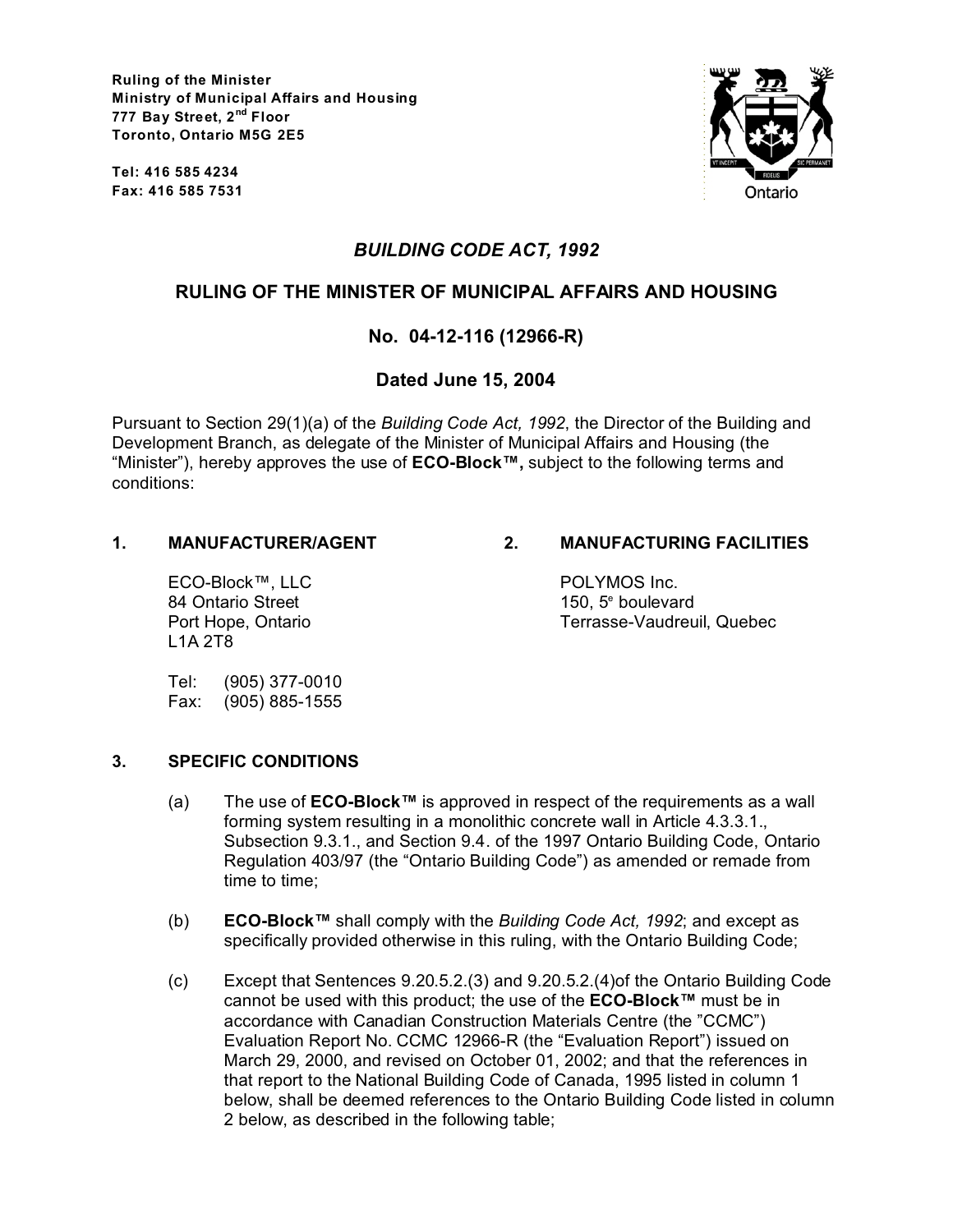**Ruling of the Minister**
**Ministry of Municipal Affairs and Housing**
**777 Bay Street, 2nd Floor**
**Toronto, Ontario M5G 2E5**

**Tel: 416 585 4234**
**Fax: 416 585 7531**

## *BUILDING CODE ACT, 1992*

## RULING OF THE MINISTER OF MUNICIPAL AFFAIRS AND HOUSING

## No. 04-12-116 (12966-R)

## Dated June 15, 2004

Pursuant to Section 29(1)(a) of the *Building Code Act, 1992*, the Director of the Building and Development Branch, as delegate of the Minister of Municipal Affairs and Housing (the "Minister"), hereby approves the use of **ECO-Block™,** subject to the following terms and conditions:

### 1. MANUFACTURER/AGENT

ECO-Block™, LLC
84 Ontario Street
Port Hope, Ontario
L1A 2T8

Tel: (905) 377-0010
Fax: (905) 885-1555

### 2. MANUFACTURING FACILITIES

POLYMOS Inc.
150, 5e boulevard
Terrasse-Vaudreuil, Quebec

### 3. SPECIFIC CONDITIONS

(a) The use of **ECO-Block™** is approved in respect of the requirements as a wall forming system resulting in a monolithic concrete wall in Article 4.3.3.1., Subsection 9.3.1., and Section 9.4. of the 1997 Ontario Building Code, Ontario Regulation 403/97 (the "Ontario Building Code") as amended or remade from time to time;

(b) **ECO-Block™** shall comply with the *Building Code Act, 1992*; and except as specifically provided otherwise in this ruling, with the Ontario Building Code;

(c) Except that Sentences 9.20.5.2.(3) and 9.20.5.2.(4)of the Ontario Building Code cannot be used with this product; the use of the **ECO-Block™** must be in accordance with Canadian Construction Materials Centre (the "CCMC") Evaluation Report No. CCMC 12966-R (the "Evaluation Report") issued on March 29, 2000, and revised on October 01, 2002; and that the references in that report to the National Building Code of Canada, 1995 listed in column 1 below, shall be deemed references to the Ontario Building Code listed in column 2 below, as described in the following table;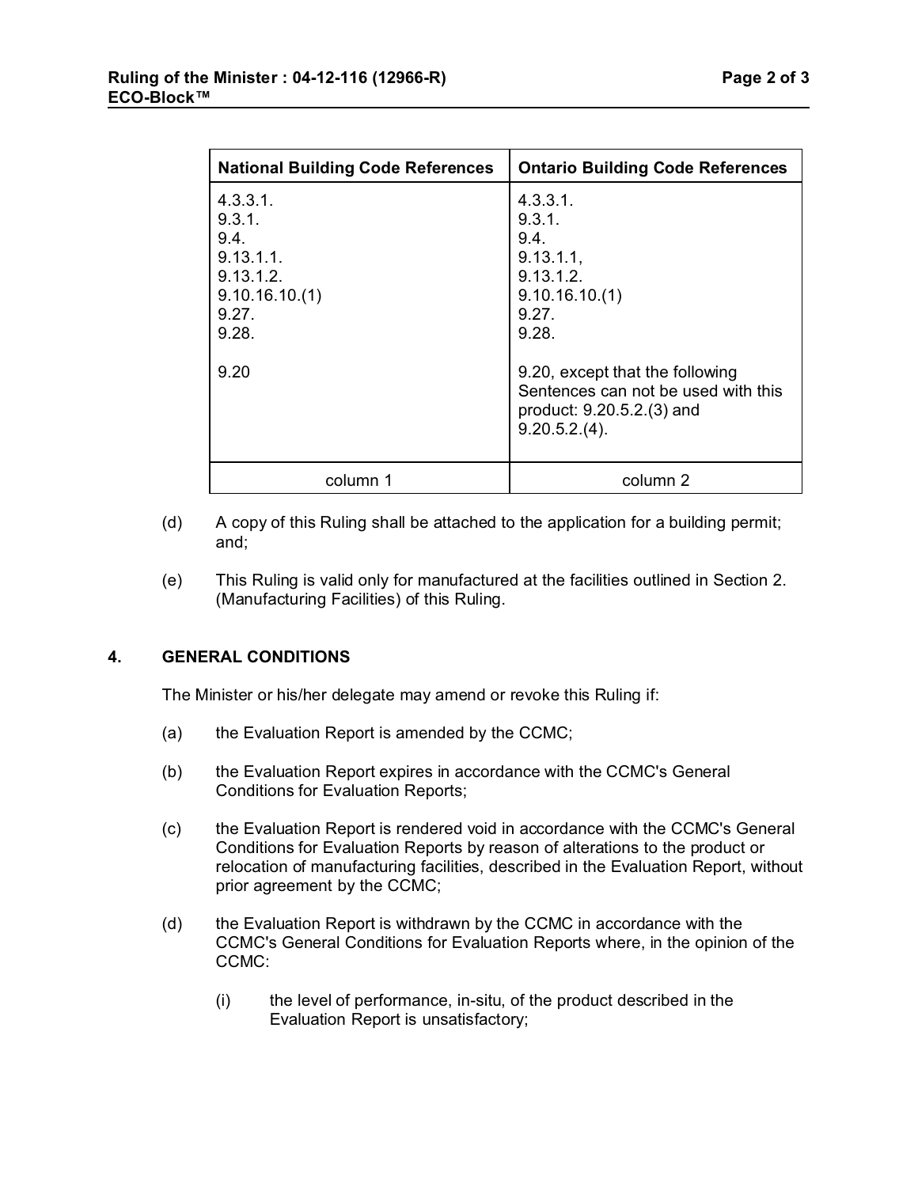| National Building Code References | Ontario Building Code References |
| --- | --- |
| 4.3.3.1.<br>9.3.1.<br>9.4.<br>9.13.1.1.<br>9.13.1.2.<br>9.10.16.10.(1)<br>9.27.<br>9.28. | 4.3.3.1.<br>9.3.1.<br>9.4.<br>9.13.1.1,<br>9.13.1.2.<br>9.10.16.10.(1)<br>9.27.<br>9.28. |
| 9.20 | 9.20, except that the following Sentences can not be used with this product: 9.20.5.2.(3) and 9.20.5.2.(4). |
| column 1 | column 2 |

(d) A copy of this Ruling shall be attached to the application for a building permit; and;

(e) This Ruling is valid only for manufactured at the facilities outlined in Section 2. (Manufacturing Facilities) of this Ruling.

## 4. GENERAL CONDITIONS

The Minister or his/her delegate may amend or revoke this Ruling if:

(a) the Evaluation Report is amended by the CCMC;

(b) the Evaluation Report expires in accordance with the CCMC's General Conditions for Evaluation Reports;

(c) the Evaluation Report is rendered void in accordance with the CCMC's General Conditions for Evaluation Reports by reason of alterations to the product or relocation of manufacturing facilities, described in the Evaluation Report, without prior agreement by the CCMC;

(d) the Evaluation Report is withdrawn by the CCMC in accordance with the CCMC's General Conditions for Evaluation Reports where, in the opinion of the CCMC:

  (i) the level of performance, in-situ, of the product described in the Evaluation Report is unsatisfactory;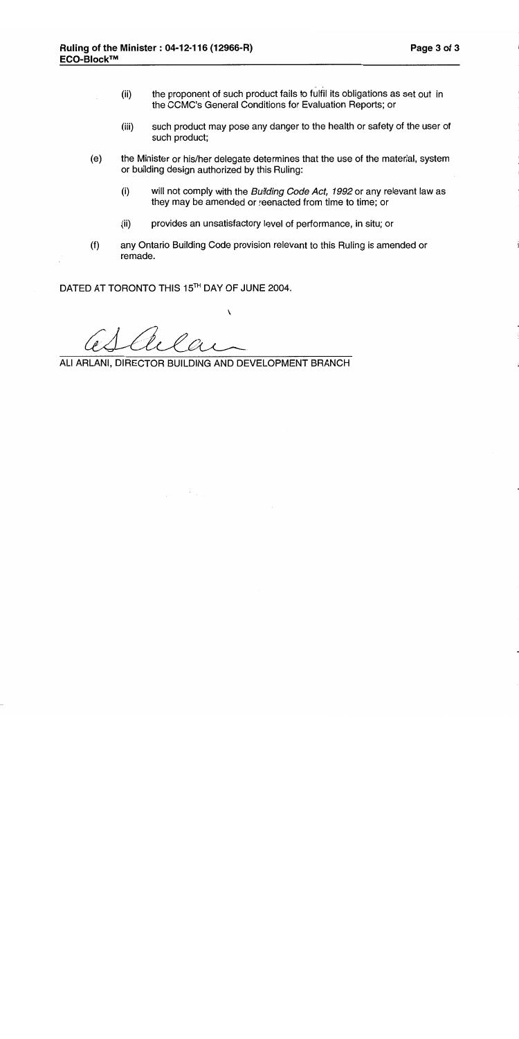(ii) the proponent of such product fails to fulfil its obligations as set out in the CCMC's General Conditions for Evaluation Reports; or

(iii) such product may pose any danger to the health or safety of the user of such product;

(e) the Minister or his/her delegate determines that the use of the material, system or building design authorized by this Ruling:

(i) will not comply with the *Building Code Act, 1992* or any relevant law as they may be amended or reenacted from time to time; or

(ii) provides an unsatisfactory level of performance, in situ; or

(f) any Ontario Building Code provision relevant to this Ruling is amended or remade.

DATED AT TORONTO THIS 15TH DAY OF JUNE 2004.

ALI ARLANI, DIRECTOR BUILDING AND DEVELOPMENT BRANCH